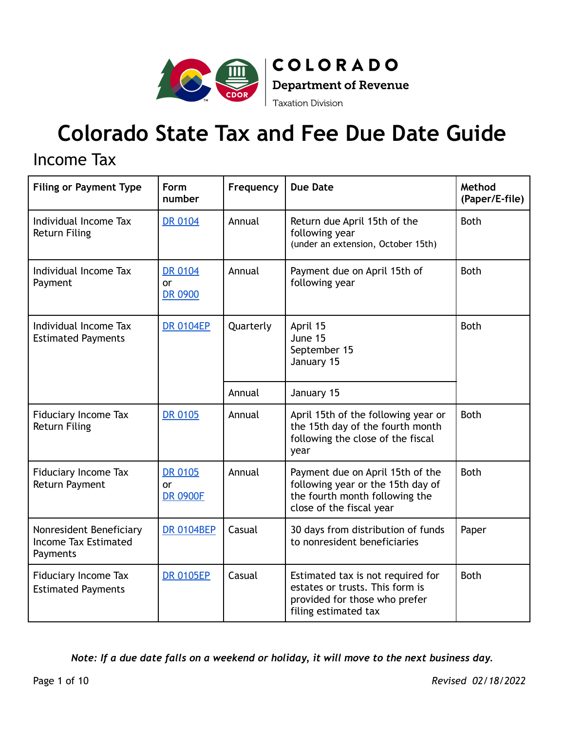COLORADO
Department of Revenue
Taxation Division

# Colorado State Tax and Fee Due Date Guide

## Income Tax

| Filing or Payment Type | Form number | Frequency | Due Date | Method (Paper/E-file) |
|---|---|---|---|---|
| Individual Income Tax Return Filing | DR 0104 | Annual | Return due April 15th of the following year (under an extension, October 15th) | Both |
| Individual Income Tax Payment | DR 0104 or DR 0900 | Annual | Payment due on April 15th of following year | Both |
| Individual Income Tax Estimated Payments | DR 0104EP | Quarterly | April 15<br>June 15<br>September 15<br>January 15 | Both |
| | | Annual | January 15 | |
| Fiduciary Income Tax Return Filing | DR 0105 | Annual | April 15th of the following year or the 15th day of the fourth month following the close of the fiscal year | Both |
| Fiduciary Income Tax Return Payment | DR 0105 or DR 0900F | Annual | Payment due on April 15th of the following year or the 15th day of the fourth month following the close of the fiscal year | Both |
| Nonresident Beneficiary Income Tax Estimated Payments | DR 0104BEP | Casual | 30 days from distribution of funds to nonresident beneficiaries | Paper |
| Fiduciary Income Tax Estimated Payments | DR 0105EP | Casual | Estimated tax is not required for estates or trusts. This form is provided for those who prefer filing estimated tax | Both |

*Note: If a due date falls on a weekend or holiday, it will move to the next business day.*

*Revised 02/18/2022*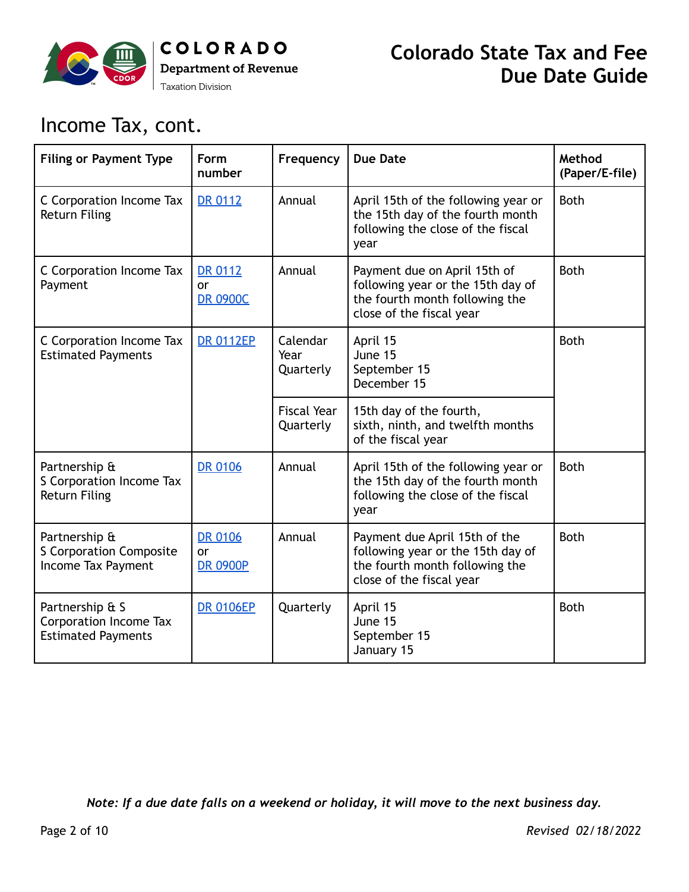## Income Tax, cont.

| Filing or Payment Type | Form number | Frequency | Due Date | Method (Paper/E-file) |
|---|---|---|---|---|
| C Corporation Income Tax Return Filing | DR 0112 | Annual | April 15th of the following year or the 15th day of the fourth month following the close of the fiscal year | Both |
| C Corporation Income Tax Payment | DR 0112 or DR 0900C | Annual | Payment due on April 15th of following year or the 15th day of the fourth month following the close of the fiscal year | Both |
| C Corporation Income Tax Estimated Payments | DR 0112EP | Calendar Year Quarterly | April 15<br>June 15<br>September 15<br>December 15 | Both |
| | | Fiscal Year Quarterly | 15th day of the fourth, sixth, ninth, and twelfth months of the fiscal year | |
| Partnership & S Corporation Income Tax Return Filing | DR 0106 | Annual | April 15th of the following year or the 15th day of the fourth month following the close of the fiscal year | Both |
| Partnership & S Corporation Composite Income Tax Payment | DR 0106 or DR 0900P | Annual | Payment due April 15th of the following year or the 15th day of the fourth month following the close of the fiscal year | Both |
| Partnership & S Corporation Income Tax Estimated Payments | DR 0106EP | Quarterly | April 15<br>June 15<br>September 15<br>January 15 | Both |

*Note: If a due date falls on a weekend or holiday, it will move to the next business day.*

*Revised 02/18/2022*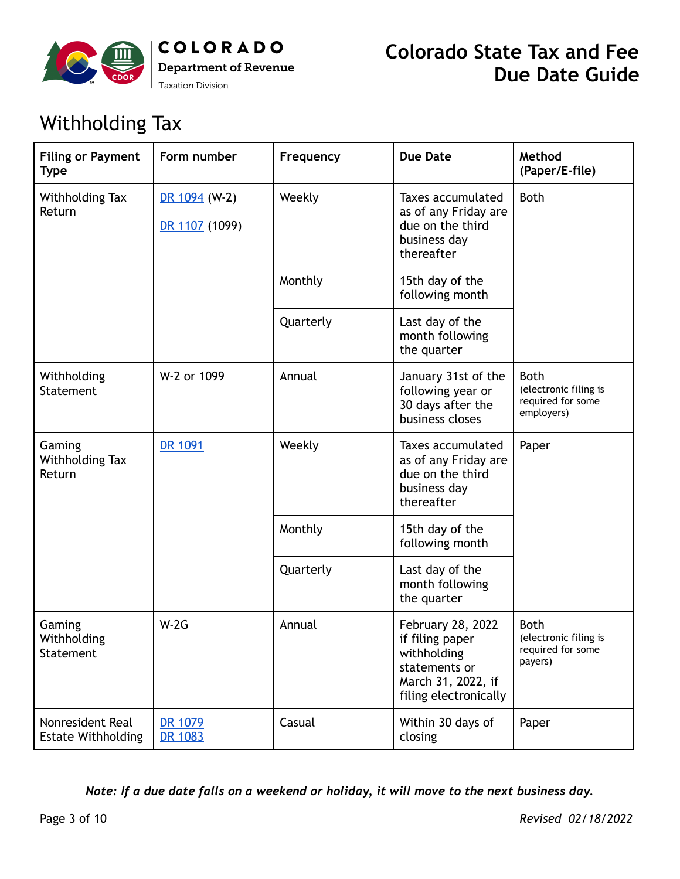# Withholding Tax

| Filing or Payment Type | Form number | Frequency | Due Date | Method (Paper/E-file) |
|---|---|---|---|---|
| Withholding Tax Return | DR 1094 (W-2)<br>DR 1107 (1099) | Weekly | Taxes accumulated as of any Friday are due on the third business day thereafter | Both |
| | | Monthly | 15th day of the following month | |
| | | Quarterly | Last day of the month following the quarter | |
| Withholding Statement | W-2 or 1099 | Annual | January 31st of the following year or 30 days after the business closes | Both (electronic filing is required for some employers) |
| Gaming Withholding Tax Return | DR 1091 | Weekly | Taxes accumulated as of any Friday are due on the third business day thereafter | Paper |
| | | Monthly | 15th day of the following month | |
| | | Quarterly | Last day of the month following the quarter | |
| Gaming Withholding Statement | W-2G | Annual | February 28, 2022 if filing paper withholding statements or March 31, 2022, if filing electronically | Both (electronic filing is required for some payers) |
| Nonresident Real Estate Withholding | DR 1079<br>DR 1083 | Casual | Within 30 days of closing | Paper |

***Note: If a due date falls on a weekend or holiday, it will move to the next business day.***

*Revised 02/18/2022*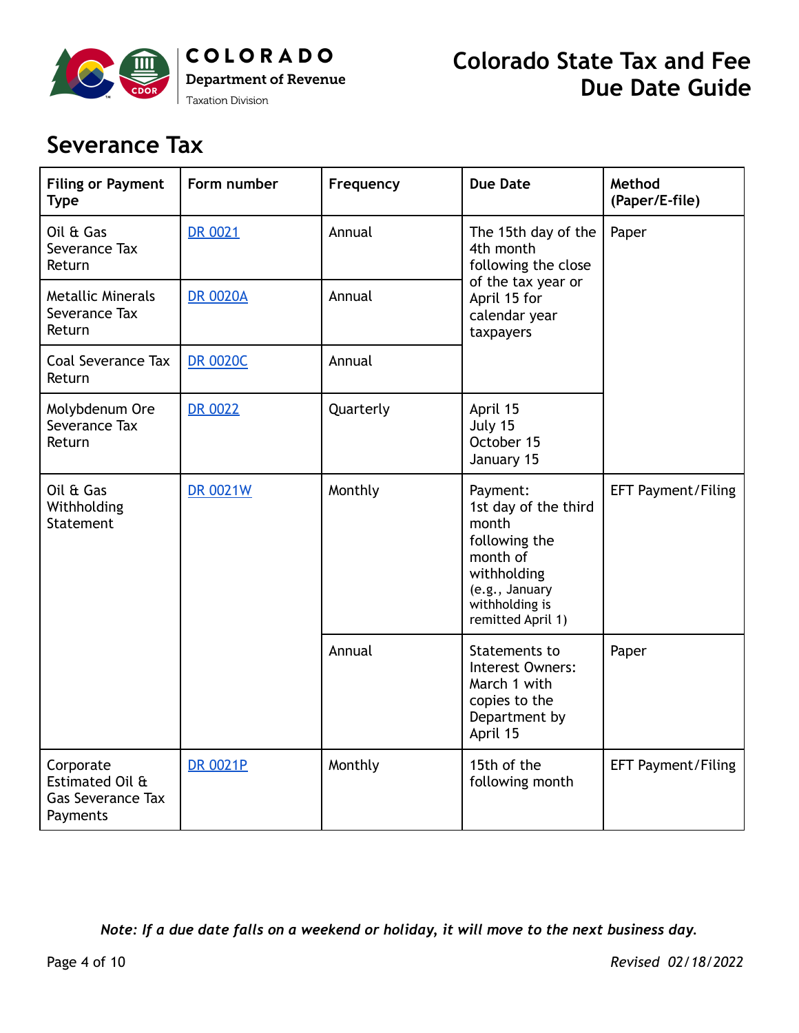## Severance Tax

| Filing or Payment Type | Form number | Frequency | Due Date | Method (Paper/E-file) |
|---|---|---|---|---|
| Oil & Gas Severance Tax Return | DR 0021 | Annual | The 15th day of the 4th month following the close of the tax year or April 15 for calendar year taxpayers | Paper |
| Metallic Minerals Severance Tax Return | DR 0020A | Annual | The 15th day of the 4th month following the close of the tax year or April 15 for calendar year taxpayers | Paper |
| Coal Severance Tax Return | DR 0020C | Annual | The 15th day of the 4th month following the close of the tax year or April 15 for calendar year taxpayers | Paper |
| Molybdenum Ore Severance Tax Return | DR 0022 | Quarterly | April 15<br>July 15<br>October 15<br>January 15 | Paper |
| Oil & Gas Withholding Statement | DR 0021W | Monthly | Payment:<br>1st day of the third month following the month of withholding (e.g., January withholding is remitted April 1) | EFT Payment/Filing |
| | | Annual | Statements to Interest Owners: March 1 with copies to the Department by April 15 | Paper |
| Corporate Estimated Oil & Gas Severance Tax Payments | DR 0021P | Monthly | 15th of the following month | EFT Payment/Filing |

*Note: If a due date falls on a weekend or holiday, it will move to the next business day.*

*Revised 02/18/2022*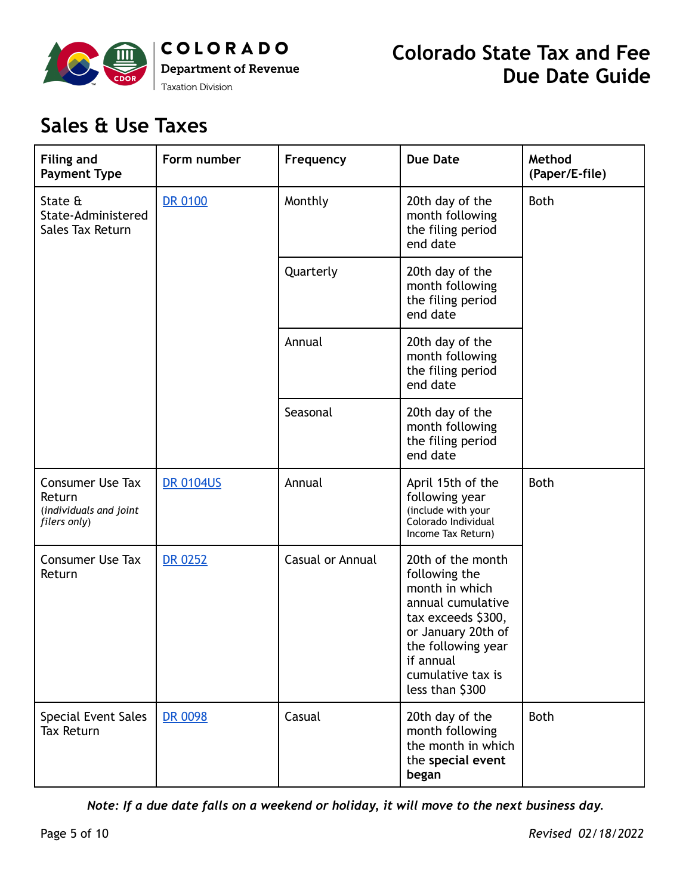## Sales & Use Taxes

| Filing and Payment Type | Form number | Frequency | Due Date | Method (Paper/E-file) |
|---|---|---|---|---|
| State & State-Administered Sales Tax Return | DR 0100 | Monthly | 20th day of the month following the filing period end date | Both |
| | | Quarterly | 20th day of the month following the filing period end date | |
| | | Annual | 20th day of the month following the filing period end date | |
| | | Seasonal | 20th day of the month following the filing period end date | |
| Consumer Use Tax Return *(individuals and joint filers only)* | DR 0104US | Annual | April 15th of the following year (include with your Colorado Individual Income Tax Return) | Both |
| Consumer Use Tax Return | DR 0252 | Casual or Annual | 20th of the month following the month in which annual cumulative tax exceeds $300, or January 20th of the following year if annual cumulative tax is less than $300 | |
| Special Event Sales Tax Return | DR 0098 | Casual | 20th day of the month following the month in which the **special event began** | Both |

***Note: If a due date falls on a weekend or holiday, it will move to the next business day.***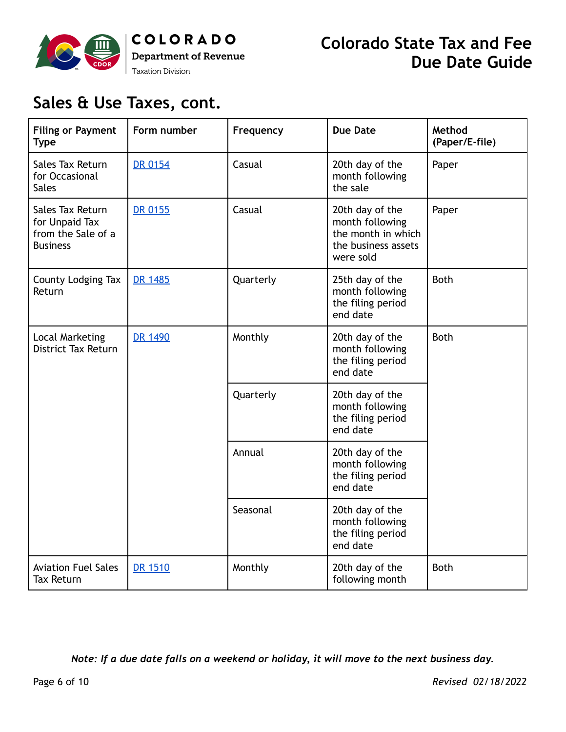## Sales & Use Taxes, cont.

| Filing or Payment Type | Form number | Frequency | Due Date | Method (Paper/E-file) |
|---|---|---|---|---|
| Sales Tax Return for Occasional Sales | DR 0154 | Casual | 20th day of the month following the sale | Paper |
| Sales Tax Return for Unpaid Tax from the Sale of a Business | DR 0155 | Casual | 20th day of the month following the month in which the business assets were sold | Paper |
| County Lodging Tax Return | DR 1485 | Quarterly | 25th day of the month following the filing period end date | Both |
| Local Marketing District Tax Return | DR 1490 | Monthly | 20th day of the month following the filing period end date | Both |
| | | Quarterly | 20th day of the month following the filing period end date | |
| | | Annual | 20th day of the month following the filing period end date | |
| | | Seasonal | 20th day of the month following the filing period end date | |
| Aviation Fuel Sales Tax Return | DR 1510 | Monthly | 20th day of the following month | Both |

*Note: If a due date falls on a weekend or holiday, it will move to the next business day.*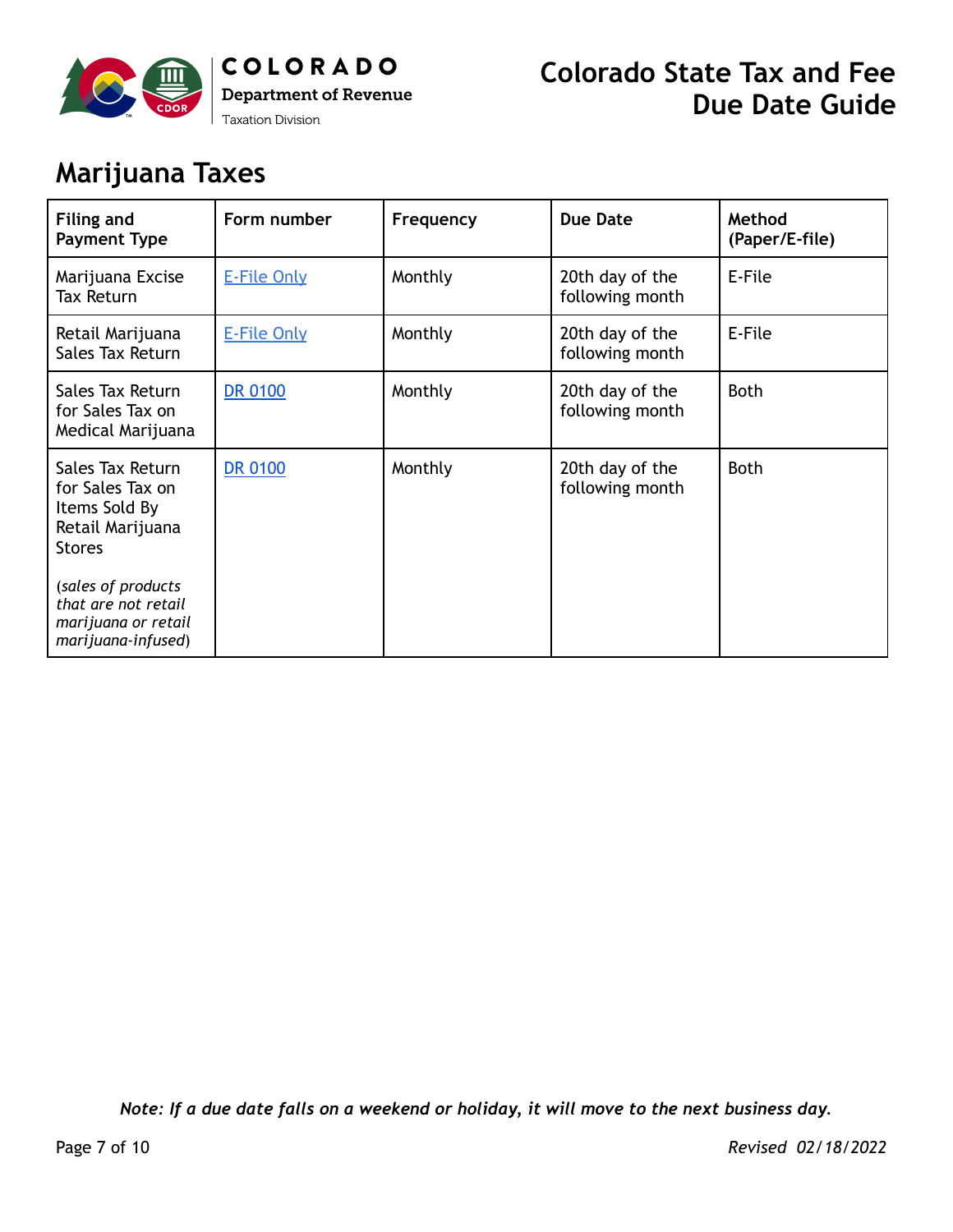## Marijuana Taxes

| Filing and Payment Type | Form number | Frequency | Due Date | Method (Paper/E-file) |
| --- | --- | --- | --- | --- |
| Marijuana Excise Tax Return | E-File Only | Monthly | 20th day of the following month | E-File |
| Retail Marijuana Sales Tax Return | E-File Only | Monthly | 20th day of the following month | E-File |
| Sales Tax Return for Sales Tax on Medical Marijuana | DR 0100 | Monthly | 20th day of the following month | Both |
| Sales Tax Return for Sales Tax on Items Sold By Retail Marijuana Stores (*sales of products that are not retail marijuana or retail marijuana-infused*) | DR 0100 | Monthly | 20th day of the following month | Both |

***Note: If a due date falls on a weekend or holiday, it will move to the next business day.***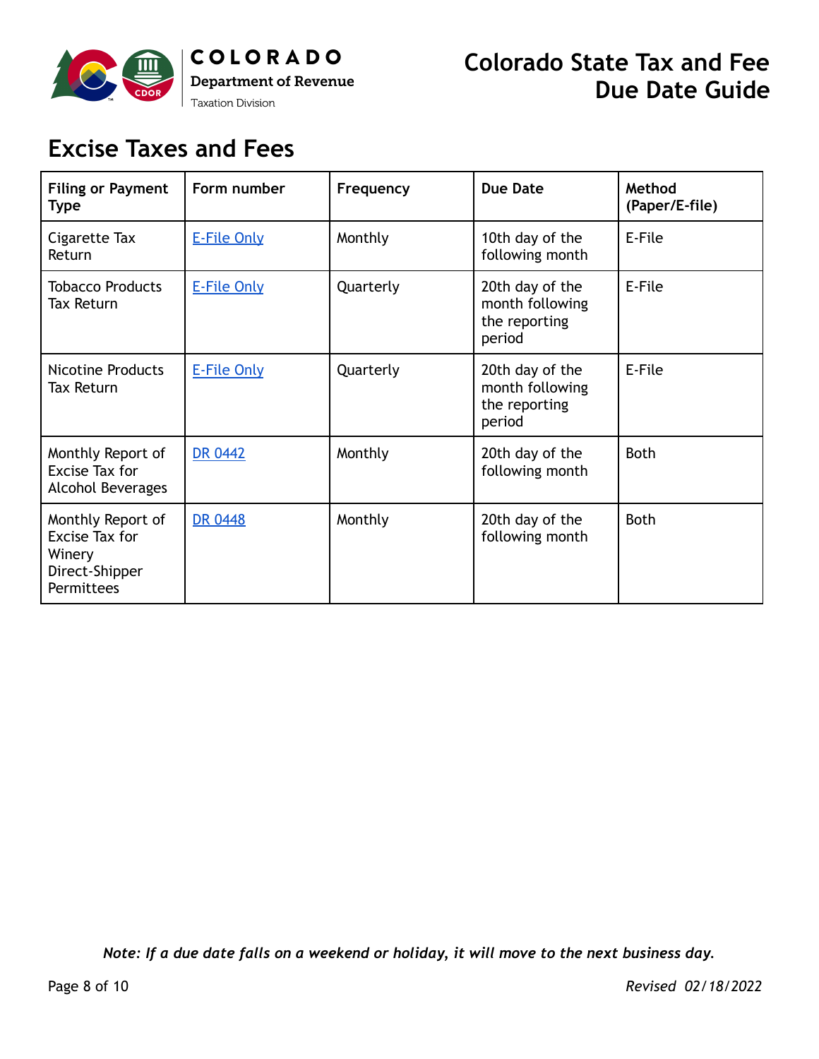## Excise Taxes and Fees

| Filing or Payment Type | Form number | Frequency | Due Date | Method (Paper/E-file) |
|---|---|---|---|---|
| Cigarette Tax Return | E-File Only | Monthly | 10th day of the following month | E-File |
| Tobacco Products Tax Return | E-File Only | Quarterly | 20th day of the month following the reporting period | E-File |
| Nicotine Products Tax Return | E-File Only | Quarterly | 20th day of the month following the reporting period | E-File |
| Monthly Report of Excise Tax for Alcohol Beverages | DR 0442 | Monthly | 20th day of the following month | Both |
| Monthly Report of Excise Tax for Winery Direct-Shipper Permittees | DR 0448 | Monthly | 20th day of the following month | Both |

*Note: If a due date falls on a weekend or holiday, it will move to the next business day.*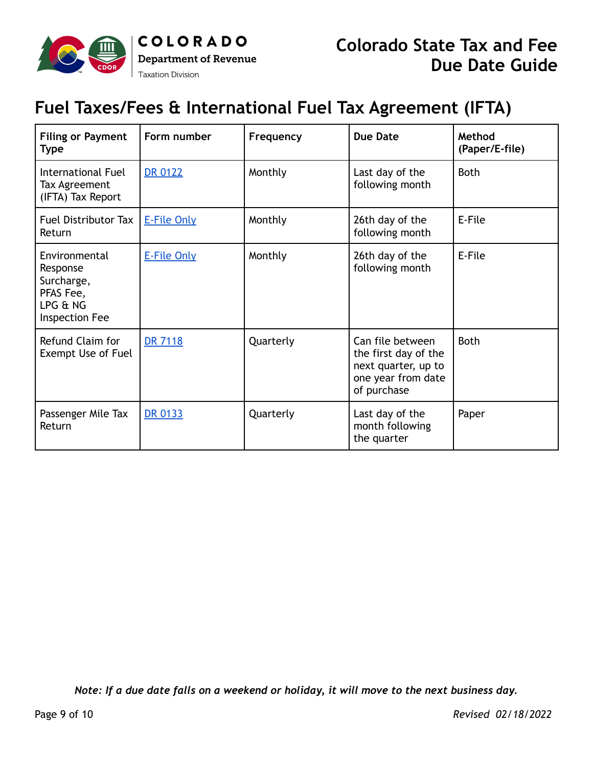## Fuel Taxes/Fees & International Fuel Tax Agreement (IFTA)

| Filing or Payment Type | Form number | Frequency | Due Date | Method (Paper/E-file) |
| --- | --- | --- | --- | --- |
| International Fuel Tax Agreement (IFTA) Tax Report | DR 0122 | Monthly | Last day of the following month | Both |
| Fuel Distributor Tax Return | E-File Only | Monthly | 26th day of the following month | E-File |
| Environmental Response Surcharge, PFAS Fee, LPG & NG Inspection Fee | E-File Only | Monthly | 26th day of the following month | E-File |
| Refund Claim for Exempt Use of Fuel | DR 7118 | Quarterly | Can file between the first day of the next quarter, up to one year from date of purchase | Both |
| Passenger Mile Tax Return | DR 0133 | Quarterly | Last day of the month following the quarter | Paper |

*Note: If a due date falls on a weekend or holiday, it will move to the next business day.*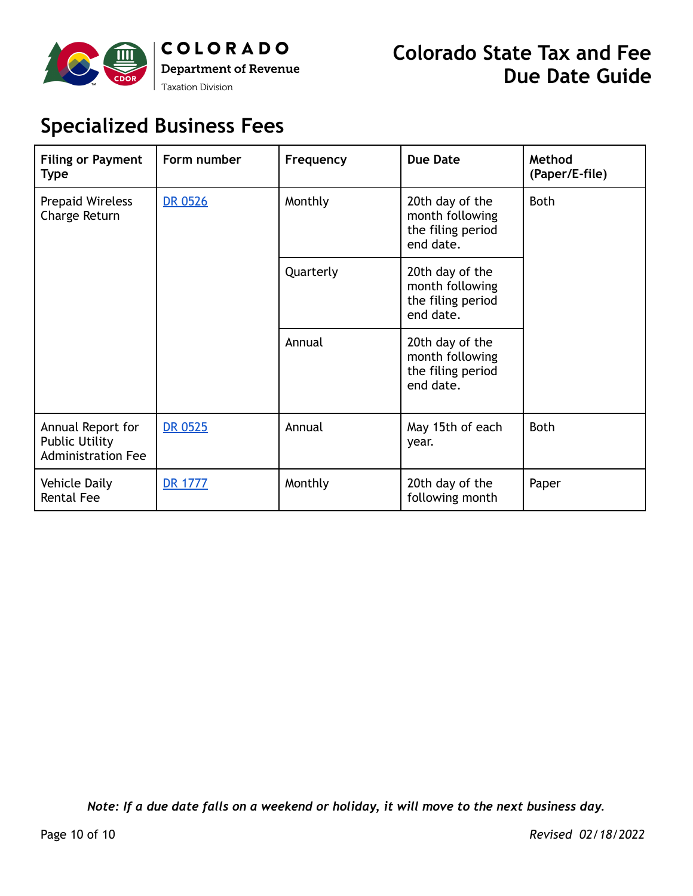## Specialized Business Fees

| Filing or Payment Type | Form number | Frequency | Due Date | Method (Paper/E-file) |
|---|---|---|---|---|
| Prepaid Wireless Charge Return | [DR 0526] | Monthly | 20th day of the month following the filing period end date. | Both |
| | | Quarterly | 20th day of the month following the filing period end date. | |
| | | Annual | 20th day of the month following the filing period end date. | |
| Annual Report for Public Utility Administration Fee | [DR 0525] | Annual | May 15th of each year. | Both |
| Vehicle Daily Rental Fee | [DR 1777] | Monthly | 20th day of the following month | Paper |

*Note: If a due date falls on a weekend or holiday, it will move to the next business day.*

*Revised 02/18/2022*